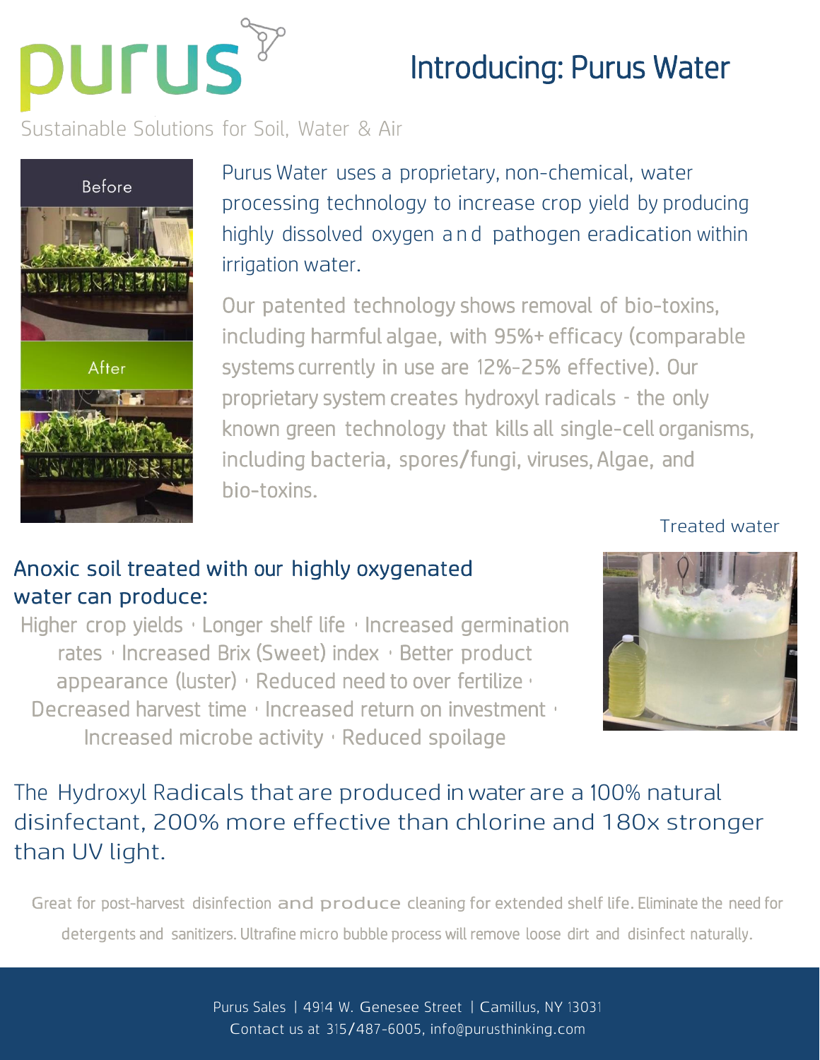# purus

Sustainable Solutions for Soil, Water & Air

## Introducing: Purus Water

Before

After

Purus Water uses a proprietary, non-chemical, water processing technology to increase crop yield by producing highly dissolved oxygen and pathogen eradication within irrigation water.

Our patented technology shows removal of bio-toxins, including harmful algae, with 95%+ efficacy (comparable systems currently in use are 12%-25% effective). Our proprietary system creates hydroxyl radicals - the only known green technology that kills all single-cell organisms, including bacteria, spores/fungi, viruses, Algae, and bio-toxins.

Treated water

### Anoxic soil treated with our highly oxygenated water can produce:

Higher crop yields · Longer shelf life · Increased germination rates · Increased Brix (Sweet) index · Better product appearance (luster) · Reduced need to over fertilize · Decreased harvest time · Increased return on investment · Increased microbe activity · Reduced spoilage

The Hydroxyl Radicals that are produced in water are a 100% natural disinfectant, 200% more effective than chlorine and 180x stronger than UV light.

Great for post-harvest disinfection and produce cleaning for extended shelf life. Eliminate the need for detergents and sanitizers. Ultrafine micro bubble process will remove loose dirt and disinfect naturally.

Purus Sales | 4914 W. Genesee Street | Camillus, NY 13031
Contact us at 315/487-6005, info@purusthinking.com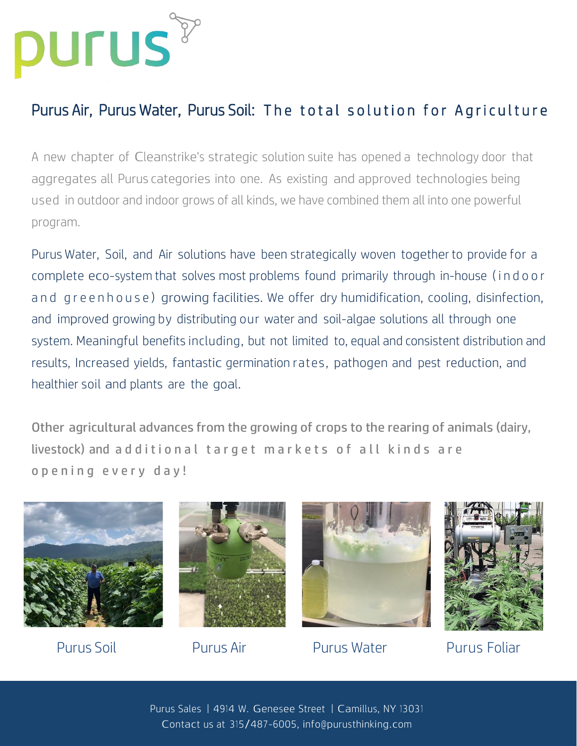purus

## Purus Air, Purus Water, Purus Soil: The total solution for Agriculture

A new chapter of Cleanstrike's strategic solution suite has opened a technology door that aggregates all Purus categories into one. As existing and approved technologies being used in outdoor and indoor grows of all kinds, we have combined them all into one powerful program.

Purus Water, Soil, and Air solutions have been strategically woven together to provide for a complete eco-system that solves most problems found primarily through in-house (indoor and greenhouse) growing facilities. We offer dry humidification, cooling, disinfection, and improved growing by distributing our water and soil-algae solutions all through one system. Meaningful benefits including, but not limited to, equal and consistent distribution and results, Increased yields, fantastic germination rates, pathogen and pest reduction, and healthier soil and plants are the goal.

**Other agricultural advances from the growing of crops to the rearing of animals (dairy, livestock) and additional target markets of all kinds are opening every day!**

Purus Soil

Purus Air

Purus Water

Purus Foliar

Purus Sales | 4914 W. Genesee Street | Camillus, NY 13031
Contact us at 315/487-6005, info@purusthinking.com